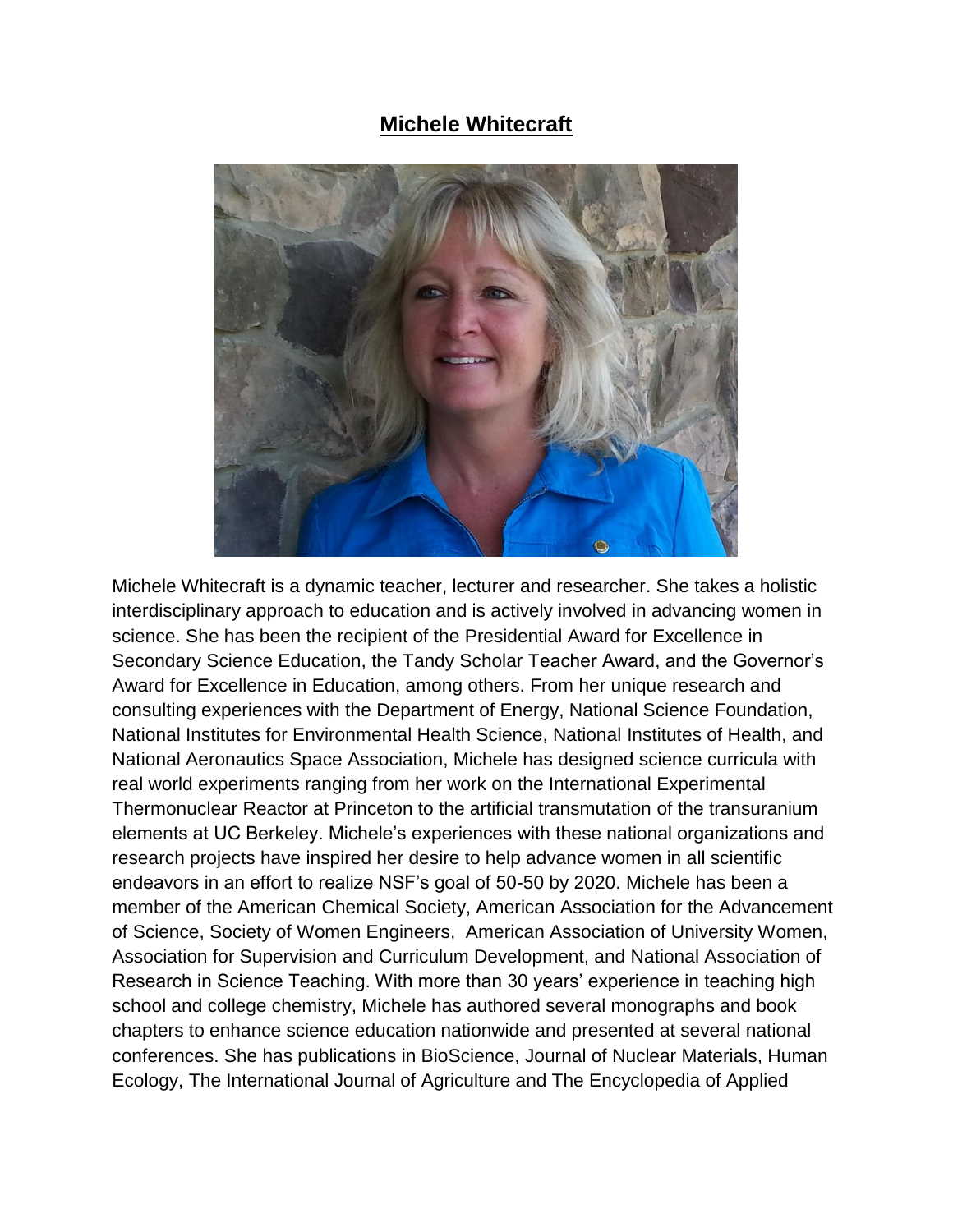# Michele Whitecraft

Michele Whitecraft is a dynamic teacher, lecturer and researcher. She takes a holistic interdisciplinary approach to education and is actively involved in advancing women in science. She has been the recipient of the Presidential Award for Excellence in Secondary Science Education, the Tandy Scholar Teacher Award, and the Governor's Award for Excellence in Education, among others. From her unique research and consulting experiences with the Department of Energy, National Science Foundation, National Institutes for Environmental Health Science, National Institutes of Health, and National Aeronautics Space Association, Michele has designed science curricula with real world experiments ranging from her work on the International Experimental Thermonuclear Reactor at Princeton to the artificial transmutation of the transuranium elements at UC Berkeley. Michele's experiences with these national organizations and research projects have inspired her desire to help advance women in all scientific endeavors in an effort to realize NSF's goal of 50-50 by 2020. Michele has been a member of the American Chemical Society, American Association for the Advancement of Science, Society of Women Engineers, American Association of University Women, Association for Supervision and Curriculum Development, and National Association of Research in Science Teaching. With more than 30 years' experience in teaching high school and college chemistry, Michele has authored several monographs and book chapters to enhance science education nationwide and presented at several national conferences. She has publications in BioScience, Journal of Nuclear Materials, Human Ecology, The International Journal of Agriculture and The Encyclopedia of Applied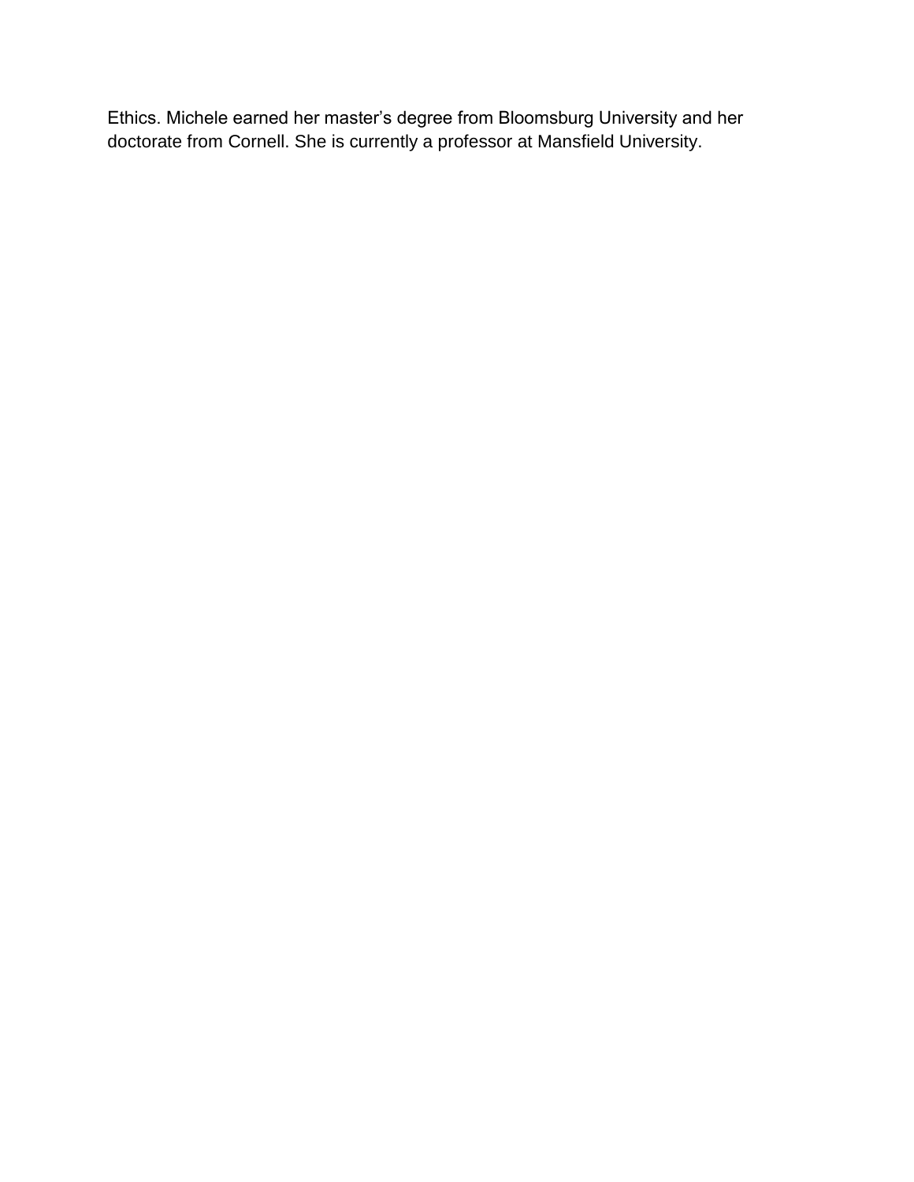Ethics. Michele earned her master's degree from Bloomsburg University and her doctorate from Cornell. She is currently a professor at Mansfield University.